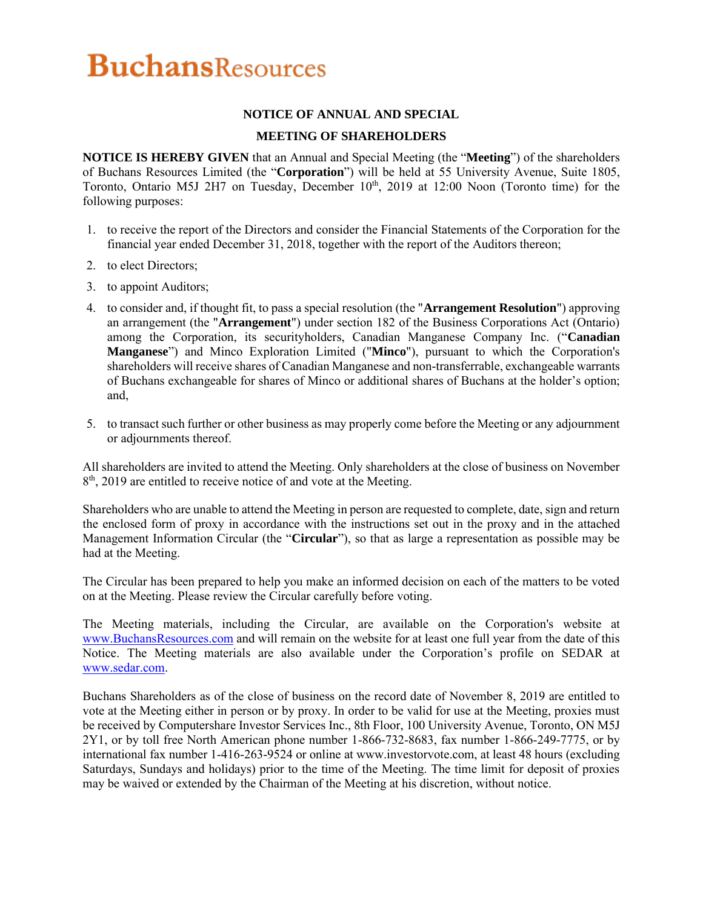# BuchansResources

## NOTICE OF ANNUAL AND SPECIAL MEETING OF SHAREHOLDERS

**NOTICE IS HEREBY GIVEN** that an Annual and Special Meeting (the "**Meeting**") of the shareholders of Buchans Resources Limited (the "**Corporation**") will be held at 55 University Avenue, Suite 1805, Toronto, Ontario M5J 2H7 on Tuesday, December 10th, 2019 at 12:00 Noon (Toronto time) for the following purposes:

1. to receive the report of the Directors and consider the Financial Statements of the Corporation for the financial year ended December 31, 2018, together with the report of the Auditors thereon;
2. to elect Directors;
3. to appoint Auditors;
4. to consider and, if thought fit, to pass a special resolution (the "**Arrangement Resolution**") approving an arrangement (the "**Arrangement**") under section 182 of the Business Corporations Act (Ontario) among the Corporation, its securityholders, Canadian Manganese Company Inc. ("**Canadian Manganese**") and Minco Exploration Limited ("**Minco**"), pursuant to which the Corporation's shareholders will receive shares of Canadian Manganese and non-transferrable, exchangeable warrants of Buchans exchangeable for shares of Minco or additional shares of Buchans at the holder's option; and,
5. to transact such further or other business as may properly come before the Meeting or any adjournment or adjournments thereof.

All shareholders are invited to attend the Meeting. Only shareholders at the close of business on November 8th, 2019 are entitled to receive notice of and vote at the Meeting.

Shareholders who are unable to attend the Meeting in person are requested to complete, date, sign and return the enclosed form of proxy in accordance with the instructions set out in the proxy and in the attached Management Information Circular (the "**Circular**"), so that as large a representation as possible may be had at the Meeting.

The Circular has been prepared to help you make an informed decision on each of the matters to be voted on at the Meeting. Please review the Circular carefully before voting.

The Meeting materials, including the Circular, are available on the Corporation's website at www.BuchansResources.com and will remain on the website for at least one full year from the date of this Notice. The Meeting materials are also available under the Corporation's profile on SEDAR at www.sedar.com.

Buchans Shareholders as of the close of business on the record date of November 8, 2019 are entitled to vote at the Meeting either in person or by proxy. In order to be valid for use at the Meeting, proxies must be received by Computershare Investor Services Inc., 8th Floor, 100 University Avenue, Toronto, ON M5J 2Y1, or by toll free North American phone number 1-866-732-8683, fax number 1-866-249-7775, or by international fax number 1-416-263-9524 or online at www.investorvote.com, at least 48 hours (excluding Saturdays, Sundays and holidays) prior to the time of the Meeting. The time limit for deposit of proxies may be waived or extended by the Chairman of the Meeting at his discretion, without notice.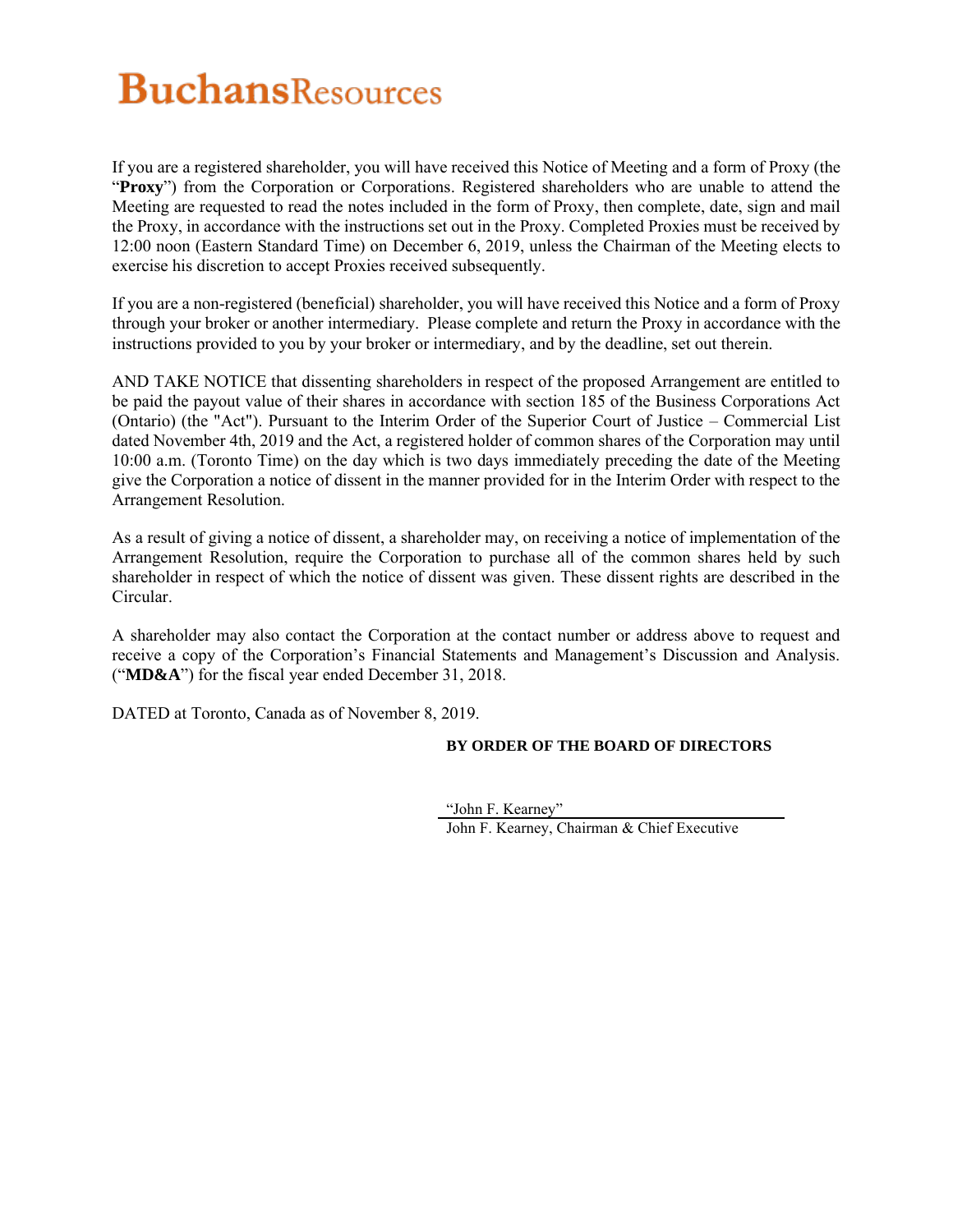# **Buchans**Resources

If you are a registered shareholder, you will have received this Notice of Meeting and a form of Proxy (the "**Proxy**") from the Corporation or Corporations. Registered shareholders who are unable to attend the Meeting are requested to read the notes included in the form of Proxy, then complete, date, sign and mail the Proxy, in accordance with the instructions set out in the Proxy. Completed Proxies must be received by 12:00 noon (Eastern Standard Time) on December 6, 2019, unless the Chairman of the Meeting elects to exercise his discretion to accept Proxies received subsequently.

If you are a non-registered (beneficial) shareholder, you will have received this Notice and a form of Proxy through your broker or another intermediary. Please complete and return the Proxy in accordance with the instructions provided to you by your broker or intermediary, and by the deadline, set out therein.

AND TAKE NOTICE that dissenting shareholders in respect of the proposed Arrangement are entitled to be paid the payout value of their shares in accordance with section 185 of the Business Corporations Act (Ontario) (the "Act"). Pursuant to the Interim Order of the Superior Court of Justice – Commercial List dated November 4th, 2019 and the Act, a registered holder of common shares of the Corporation may until 10:00 a.m. (Toronto Time) on the day which is two days immediately preceding the date of the Meeting give the Corporation a notice of dissent in the manner provided for in the Interim Order with respect to the Arrangement Resolution.

As a result of giving a notice of dissent, a shareholder may, on receiving a notice of implementation of the Arrangement Resolution, require the Corporation to purchase all of the common shares held by such shareholder in respect of which the notice of dissent was given. These dissent rights are described in the Circular.

A shareholder may also contact the Corporation at the contact number or address above to request and receive a copy of the Corporation's Financial Statements and Management's Discussion and Analysis. ("**MD&A**") for the fiscal year ended December 31, 2018.

DATED at Toronto, Canada as of November 8, 2019.

**BY ORDER OF THE BOARD OF DIRECTORS**

"John F. Kearney"

John F. Kearney, Chairman & Chief Executive